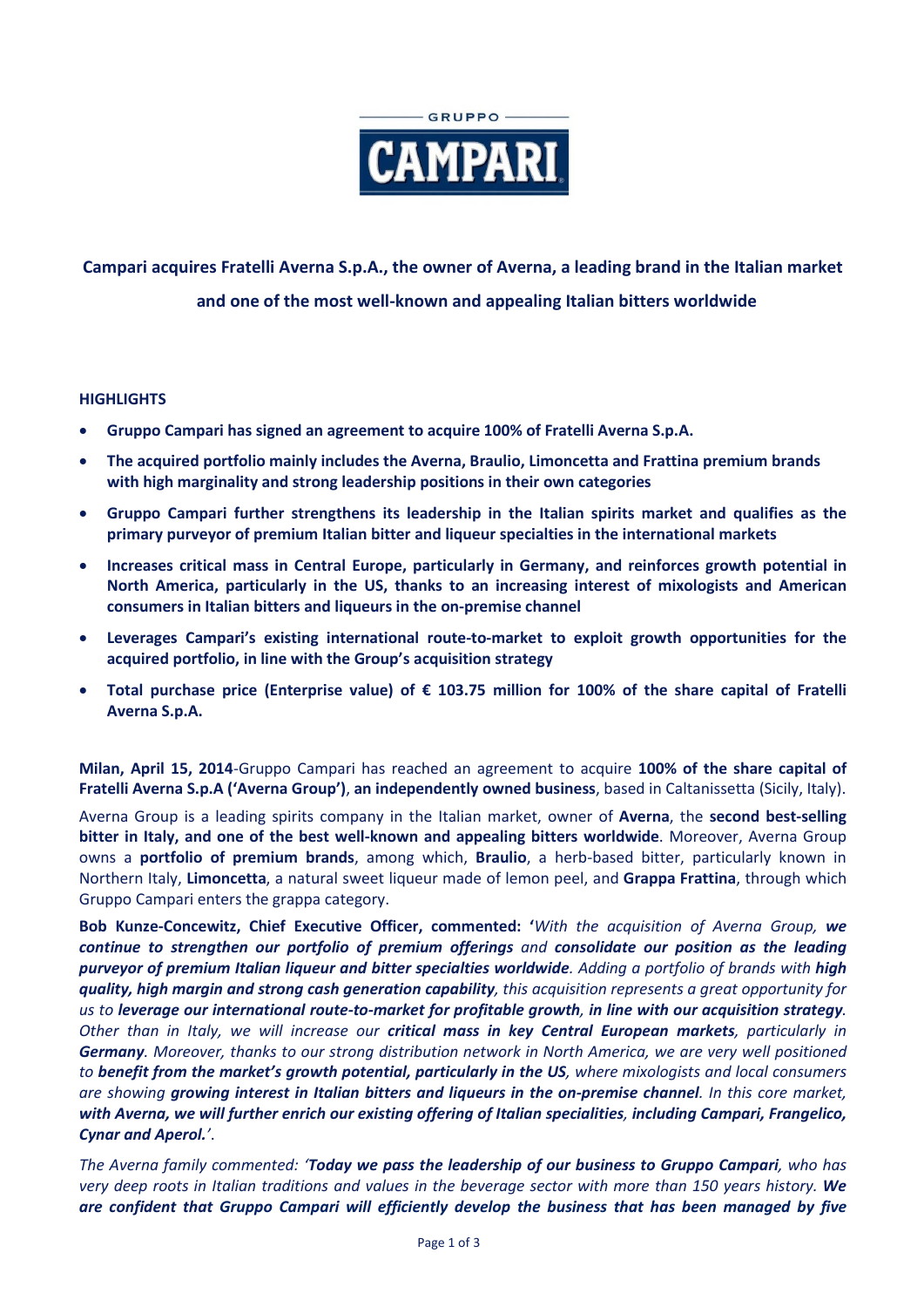GRUPPO CAMPARI

# Campari acquires Fratelli Averna S.p.A., the owner of Averna, a leading brand in the Italian market and one of the most well-known and appealing Italian bitters worldwide

**HIGHLIGHTS**

- **Gruppo Campari has signed an agreement to acquire 100% of Fratelli Averna S.p.A.**
- **The acquired portfolio mainly includes the Averna, Braulio, Limoncetta and Frattina premium brands with high marginality and strong leadership positions in their own categories**
- **Gruppo Campari further strengthens its leadership in the Italian spirits market and qualifies as the primary purveyor of premium Italian bitter and liqueur specialties in the international markets**
- **Increases critical mass in Central Europe, particularly in Germany, and reinforces growth potential in North America, particularly in the US, thanks to an increasing interest of mixologists and American consumers in Italian bitters and liqueurs in the on-premise channel**
- **Leverages Campari's existing international route-to-market to exploit growth opportunities for the acquired portfolio, in line with the Group's acquisition strategy**
- **Total purchase price (Enterprise value) of € 103.75 million for 100% of the share capital of Fratelli Averna S.p.A.**

**Milan, April 15, 2014**-Gruppo Campari has reached an agreement to acquire **100% of the share capital of Fratelli Averna S.p.A ('Averna Group')**, **an independently owned business**, based in Caltanissetta (Sicily, Italy).

Averna Group is a leading spirits company in the Italian market, owner of **Averna**, the **second best-selling bitter in Italy, and one of the best well-known and appealing bitters worldwide**. Moreover, Averna Group owns a **portfolio of premium brands**, among which, **Braulio**, a herb-based bitter, particularly known in Northern Italy, **Limoncetta**, a natural sweet liqueur made of lemon peel, and **Grappa Frattina**, through which Gruppo Campari enters the grappa category.

**Bob Kunze-Concewitz, Chief Executive Officer, commented: '***With the acquisition of Averna Group, **we continue to strengthen our portfolio of premium offerings** and **consolidate our position as the leading purveyor of premium Italian liqueur and bitter specialties worldwide**. Adding a portfolio of brands with **high quality, high margin and strong cash generation capability**, this acquisition represents a great opportunity for us to **leverage our international route-to-market for profitable growth, in line with our acquisition strategy**. Other than in Italy, we will increase our **critical mass in key Central European markets**, particularly in **Germany**. Moreover, thanks to our strong distribution network in North America, we are very well positioned to **benefit from the market's growth potential, particularly in the US**, where mixologists and local consumers are showing **growing interest in Italian bitters and liqueurs in the on-premise channel**. In this core market, **with Averna, we will further enrich our existing offering of Italian specialities, including Campari, Frangelico, Cynar and Aperol.**'*.

*The Averna family commented: '**Today we pass the leadership of our business to Gruppo Campari**, who has very deep roots in Italian traditions and values in the beverage sector with more than 150 years history. **We are confident that Gruppo Campari will efficiently develop the business that has been managed by five***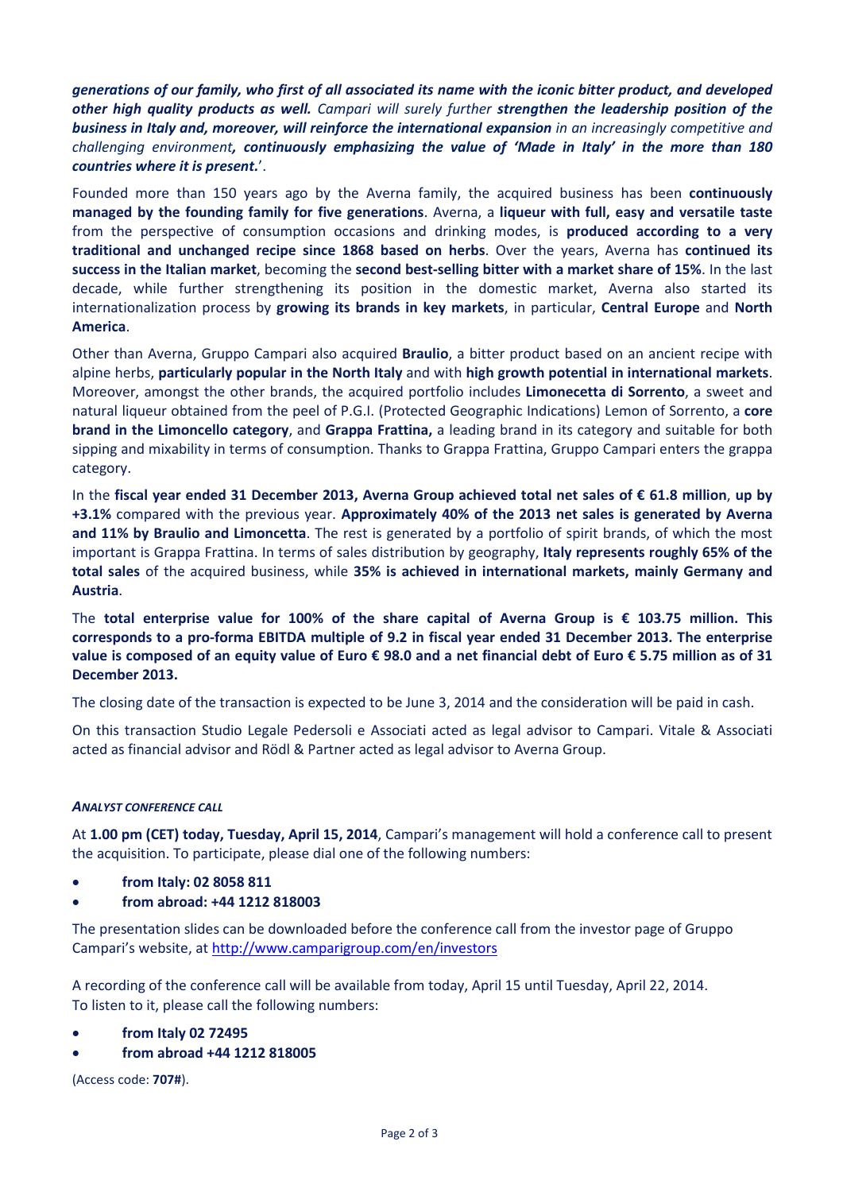***generations of our family, who first of all associated its name with the iconic bitter product, and developed other high quality products as well.*** *Campari will surely further* ***strengthen the leadership position of the business in Italy and, moreover, will reinforce the international expansion*** *in an increasingly competitive and challenging environment****, continuously emphasizing the value of 'Made in Italy' in the more than 180 countries where it is present.***'.

Founded more than 150 years ago by the Averna family, the acquired business has been **continuously managed by the founding family for five generations**. Averna, a **liqueur with full, easy and versatile taste** from the perspective of consumption occasions and drinking modes, is **produced according to a very traditional and unchanged recipe since 1868 based on herbs**. Over the years, Averna has **continued its success in the Italian market**, becoming the **second best-selling bitter with a market share of 15%**. In the last decade, while further strengthening its position in the domestic market, Averna also started its internationalization process by **growing its brands in key markets**, in particular, **Central Europe** and **North America**.

Other than Averna, Gruppo Campari also acquired **Braulio**, a bitter product based on an ancient recipe with alpine herbs, **particularly popular in the North Italy** and with **high growth potential in international markets**. Moreover, amongst the other brands, the acquired portfolio includes **Limonecetta di Sorrento**, a sweet and natural liqueur obtained from the peel of P.G.I. (Protected Geographic Indications) Lemon of Sorrento, a **core brand in the Limoncello category**, and **Grappa Frattina,** a leading brand in its category and suitable for both sipping and mixability in terms of consumption. Thanks to Grappa Frattina, Gruppo Campari enters the grappa category.

In the **fiscal year ended 31 December 2013, Averna Group achieved total net sales of € 61.8 million**, **up by +3.1%** compared with the previous year. **Approximately 40% of the 2013 net sales is generated by Averna and 11% by Braulio and Limoncetta**. The rest is generated by a portfolio of spirit brands, of which the most important is Grappa Frattina. In terms of sales distribution by geography, **Italy represents roughly 65% of the total sales** of the acquired business, while **35% is achieved in international markets, mainly Germany and Austria**.

The **total enterprise value for 100% of the share capital of Averna Group is € 103.75 million. This corresponds to a pro-forma EBITDA multiple of 9.2 in fiscal year ended 31 December 2013. The enterprise value is composed of an equity value of Euro € 98.0 and a net financial debt of Euro € 5.75 million as of 31 December 2013.**

The closing date of the transaction is expected to be June 3, 2014 and the consideration will be paid in cash.

On this transaction Studio Legale Pedersoli e Associati acted as legal advisor to Campari. Vitale & Associati acted as financial advisor and Rödl & Partner acted as legal advisor to Averna Group.

***ANALYST CONFERENCE CALL***

At **1.00 pm (CET) today, Tuesday, April 15, 2014**, Campari's management will hold a conference call to present the acquisition. To participate, please dial one of the following numbers:

- **from Italy: 02 8058 811**
- **from abroad: +44 1212 818003**

The presentation slides can be downloaded before the conference call from the investor page of Gruppo Campari's website, at http://www.camparigroup.com/en/investors

A recording of the conference call will be available from today, April 15 until Tuesday, April 22, 2014. To listen to it, please call the following numbers:

- **from Italy 02 72495**
- **from abroad +44 1212 818005**

(Access code: **707#**).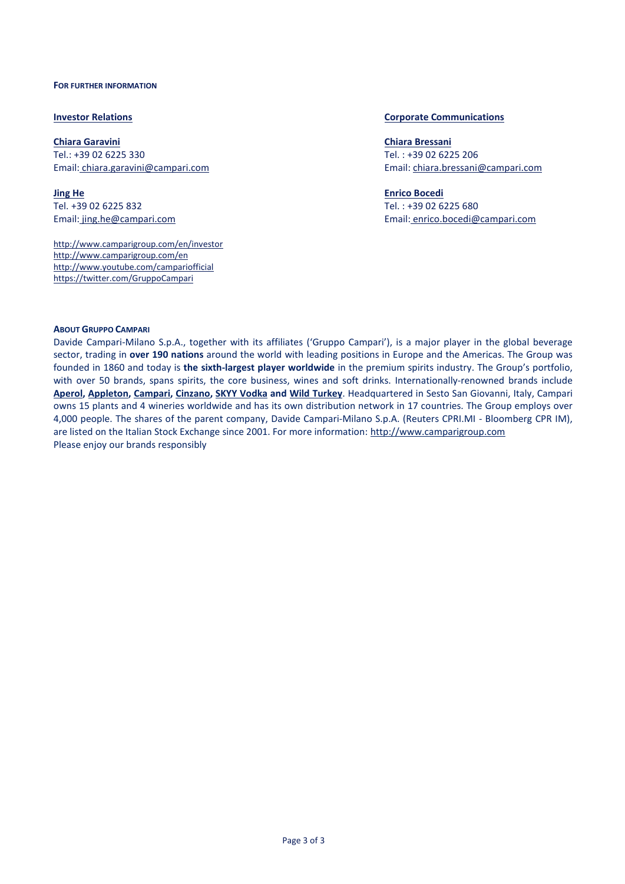**FOR FURTHER INFORMATION**

**Investor Relations**

**Chiara Garavini**
Tel.: +39 02 6225 330
Email: chiara.garavini@campari.com

**Jing He**
Tel. +39 02 6225 832
Email: jing.he@campari.com

http://www.camparigroup.com/en/investor
http://www.camparigroup.com/en
http://www.youtube.com/campariofficial
https://twitter.com/GruppoCampari

**Corporate Communications**

**Chiara Bressani**
Tel. : +39 02 6225 206
Email: chiara.bressani@campari.com

**Enrico Bocedi**
Tel. : +39 02 6225 680
Email: enrico.bocedi@campari.com

**ABOUT GRUPPO CAMPARI**

Davide Campari-Milano S.p.A., together with its affiliates ('Gruppo Campari'), is a major player in the global beverage sector, trading in **over 190 nations** around the world with leading positions in Europe and the Americas. The Group was founded in 1860 and today is **the sixth-largest player worldwide** in the premium spirits industry. The Group's portfolio, with over 50 brands, spans spirits, the core business, wines and soft drinks. Internationally-renowned brands include **Aperol, Appleton, Campari, Cinzano, SKYY Vodka and Wild Turkey**. Headquartered in Sesto San Giovanni, Italy, Campari owns 15 plants and 4 wineries worldwide and has its own distribution network in 17 countries. The Group employs over 4,000 people. The shares of the parent company, Davide Campari-Milano S.p.A. (Reuters CPRI.MI - Bloomberg CPR IM), are listed on the Italian Stock Exchange since 2001. For more information: http://www.camparigroup.com
Please enjoy our brands responsibly